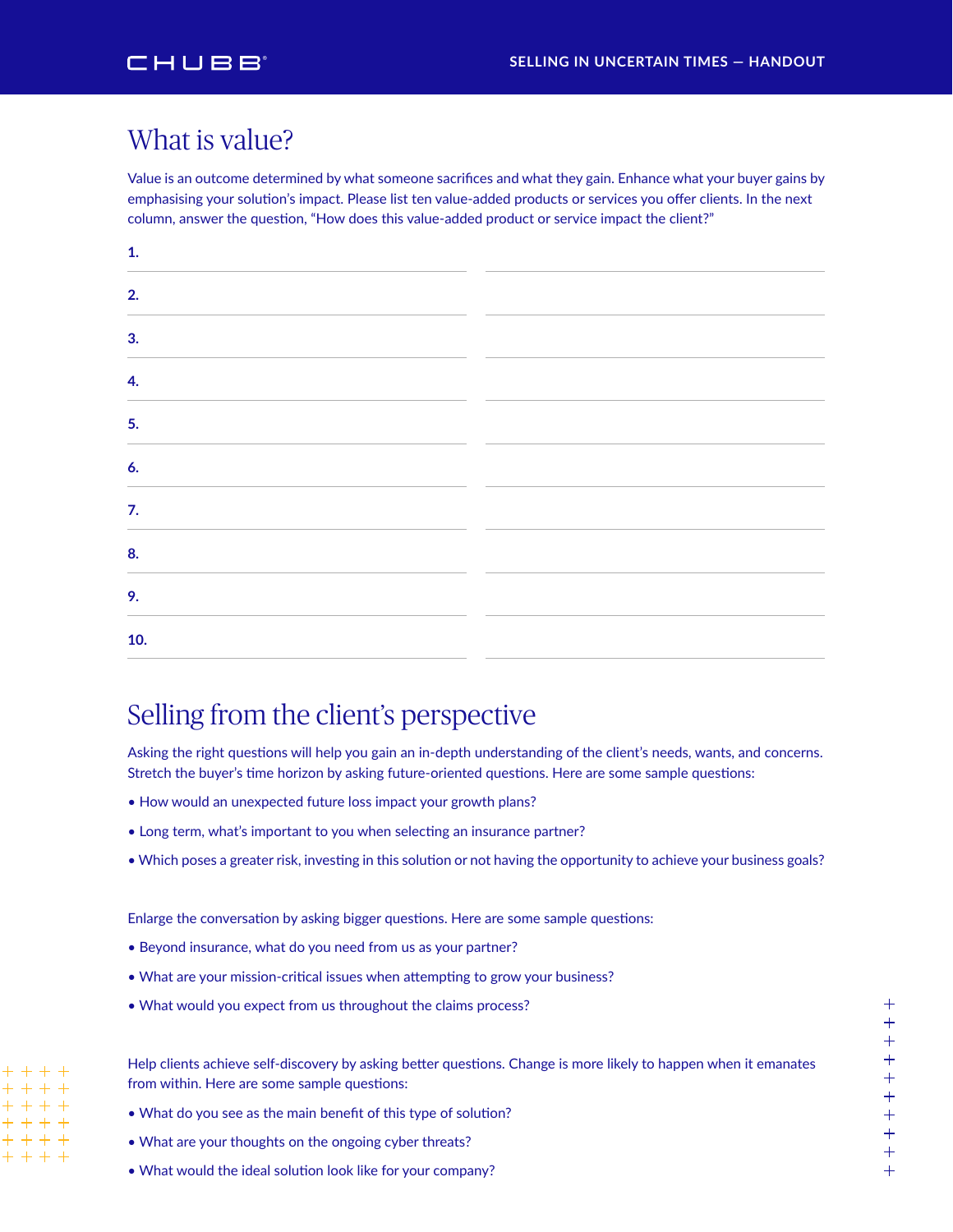# What is value?

Value is an outcome determined by what someone sacrifices and what they gain. Enhance what your buyer gains by emphasising your solution's impact. Please list ten value-added products or services you offer clients. In the next column, answer the question, "How does this value-added product or service impact the client?"

| | |
|---|---|
| 1. | |
| 2. | |
| 3. | |
| 4. | |
| 5. | |
| 6. | |
| 7. | |
| 8. | |
| 9. | |
| 10. | |

# Selling from the client's perspective

Asking the right questions will help you gain an in-depth understanding of the client's needs, wants, and concerns. Stretch the buyer's time horizon by asking future-oriented questions. Here are some sample questions:

- How would an unexpected future loss impact your growth plans?
- Long term, what's important to you when selecting an insurance partner?
- Which poses a greater risk, investing in this solution or not having the opportunity to achieve your business goals?

Enlarge the conversation by asking bigger questions. Here are some sample questions:

- Beyond insurance, what do you need from us as your partner?
- What are your mission-critical issues when attempting to grow your business?
- What would you expect from us throughout the claims process?

Help clients achieve self-discovery by asking better questions. Change is more likely to happen when it emanates from within. Here are some sample questions:

- What do you see as the main benefit of this type of solution?
- What are your thoughts on the ongoing cyber threats?
- What would the ideal solution look like for your company?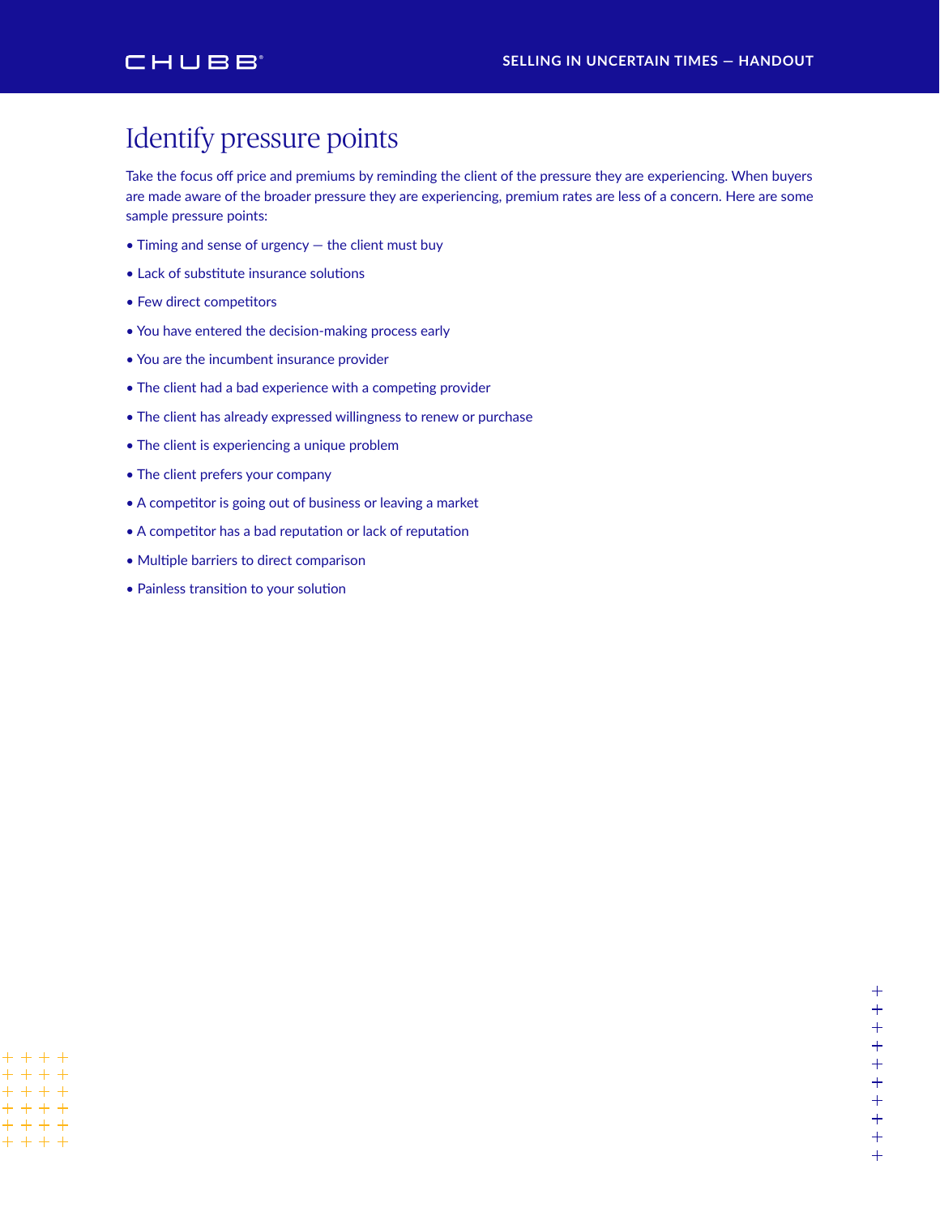# Identify pressure points

Take the focus off price and premiums by reminding the client of the pressure they are experiencing. When buyers are made aware of the broader pressure they are experiencing, premium rates are less of a concern. Here are some sample pressure points:

- Timing and sense of urgency — the client must buy
- Lack of substitute insurance solutions
- Few direct competitors
- You have entered the decision-making process early
- You are the incumbent insurance provider
- The client had a bad experience with a competing provider
- The client has already expressed willingness to renew or purchase
- The client is experiencing a unique problem
- The client prefers your company
- A competitor is going out of business or leaving a market
- A competitor has a bad reputation or lack of reputation
- Multiple barriers to direct comparison
- Painless transition to your solution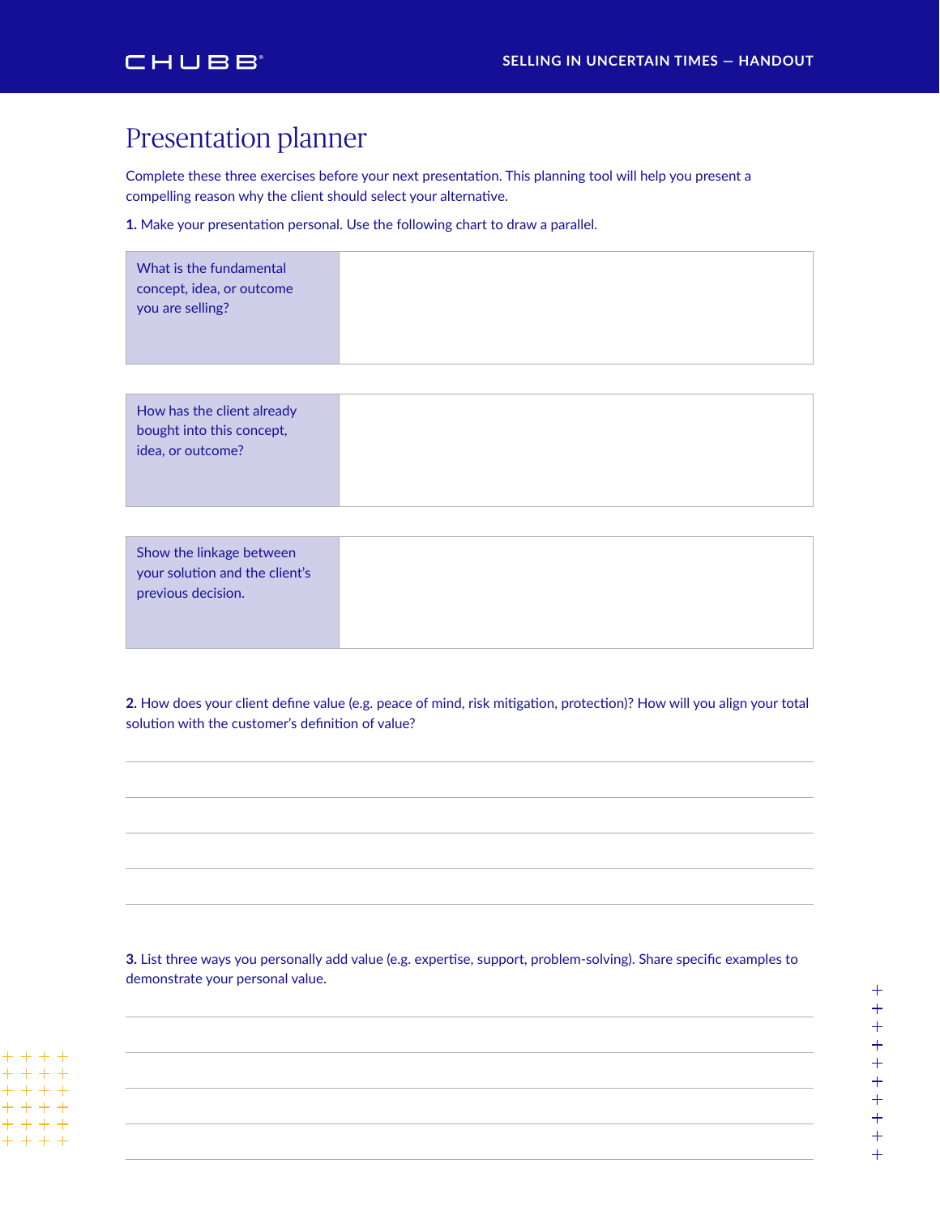# Presentation planner

Complete these three exercises before your next presentation. This planning tool will help you present a compelling reason why the client should select your alternative.

**1.** Make your presentation personal. Use the following chart to draw a parallel.

| | |
|---|---|
| What is the fundamental concept, idea, or outcome you are selling? | |
| How has the client already bought into this concept, idea, or outcome? | |
| Show the linkage between your solution and the client's previous decision. | |

**2.** How does your client define value (e.g. peace of mind, risk mitigation, protection)? How will you align your total solution with the customer's definition of value?

**3.** List three ways you personally add value (e.g. expertise, support, problem-solving). Share specific examples to demonstrate your personal value.